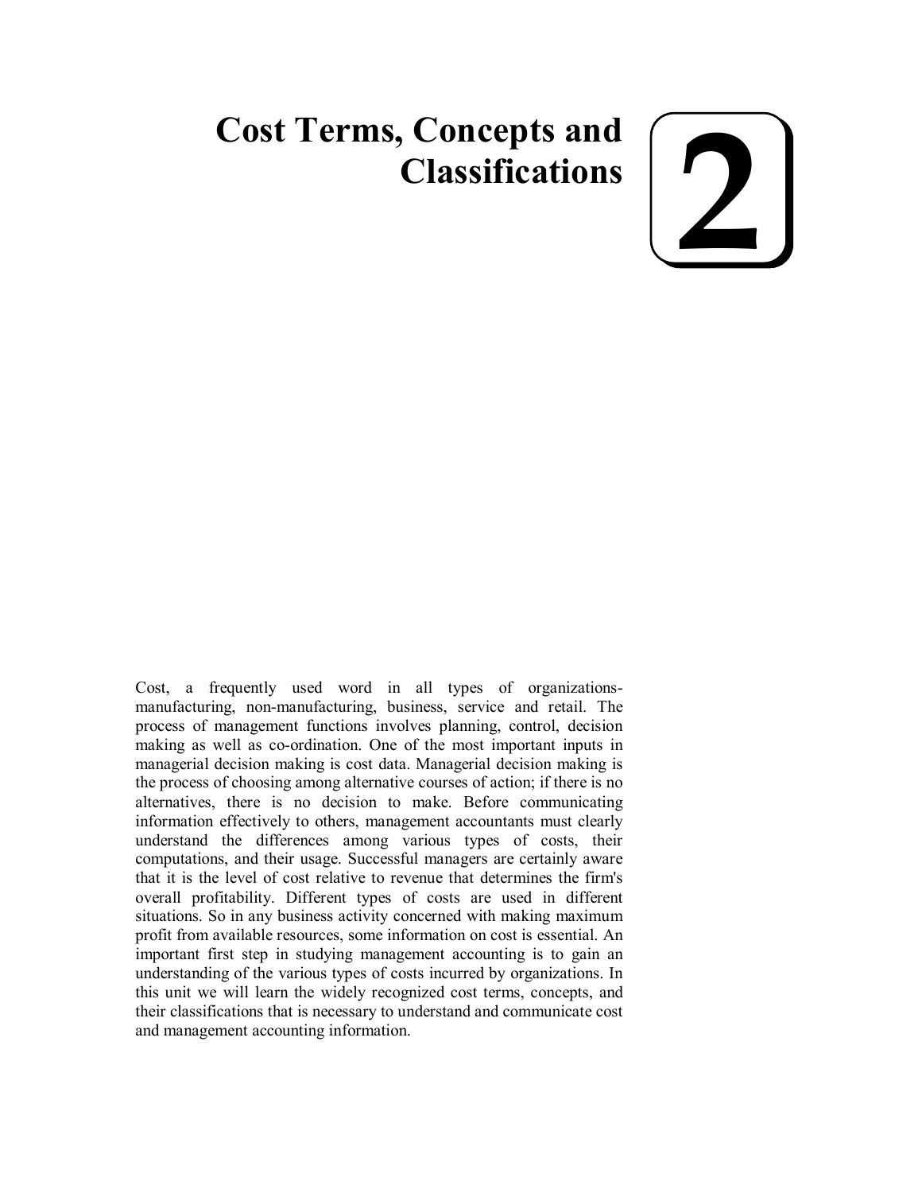# 2 Cost Terms, Concepts and Classifications

Cost, a frequently used word in all types of organizations- manufacturing, non-manufacturing, business, service and retail. The process of management functions involves planning, control, decision making as well as co-ordination. One of the most important inputs in managerial decision making is cost data. Managerial decision making is the process of choosing among alternative courses of action; if there is no alternatives, there is no decision to make. Before communicating information effectively to others, management accountants must clearly understand the differences among various types of costs, their computations, and their usage. Successful managers are certainly aware that it is the level of cost relative to revenue that determines the firm's overall profitability. Different types of costs are used in different situations. So in any business activity concerned with making maximum profit from available resources, some information on cost is essential. An important first step in studying management accounting is to gain an understanding of the various types of costs incurred by organizations. In this unit we will learn the widely recognized cost terms, concepts, and their classifications that is necessary to understand and communicate cost and management accounting information.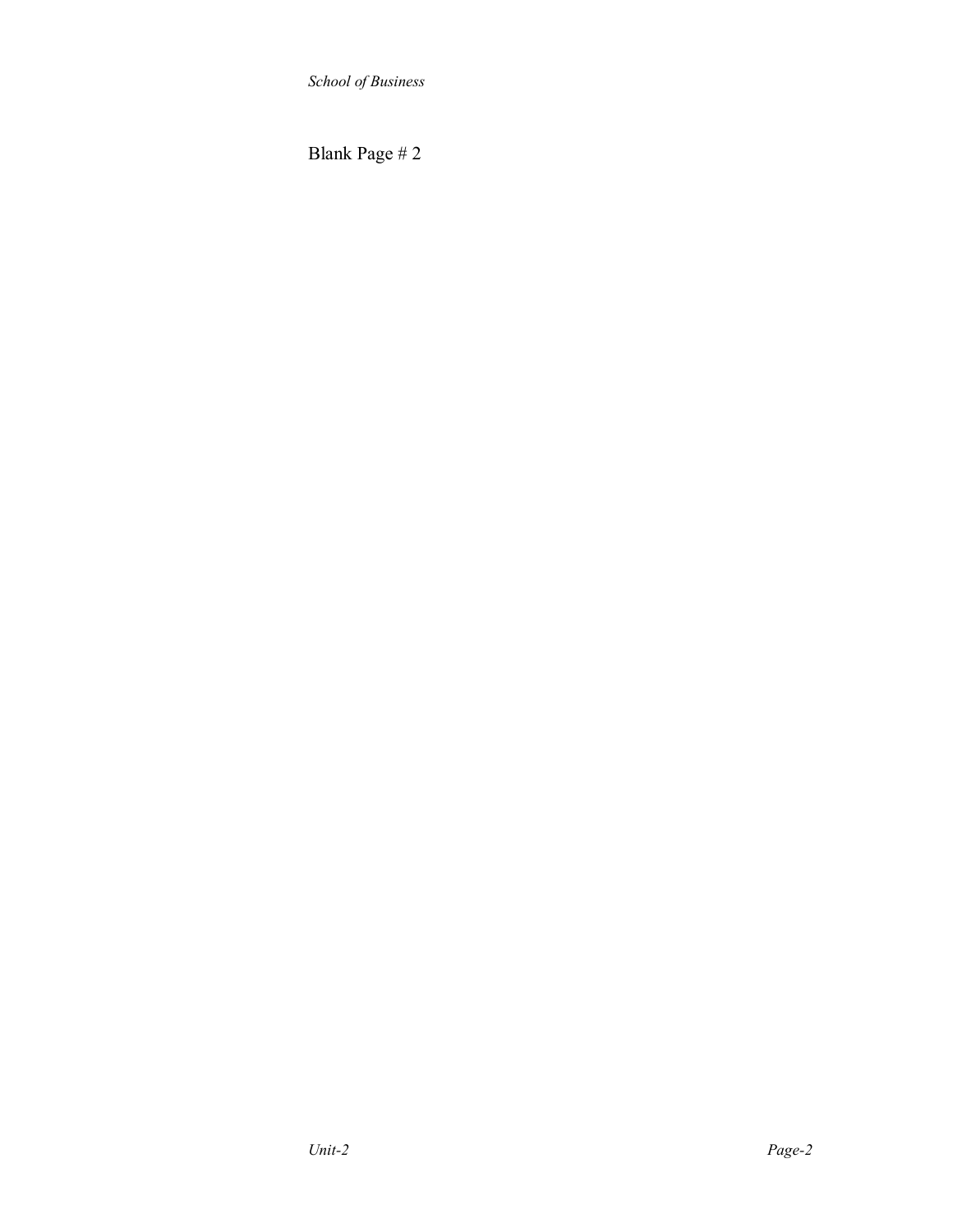Blank Page # 2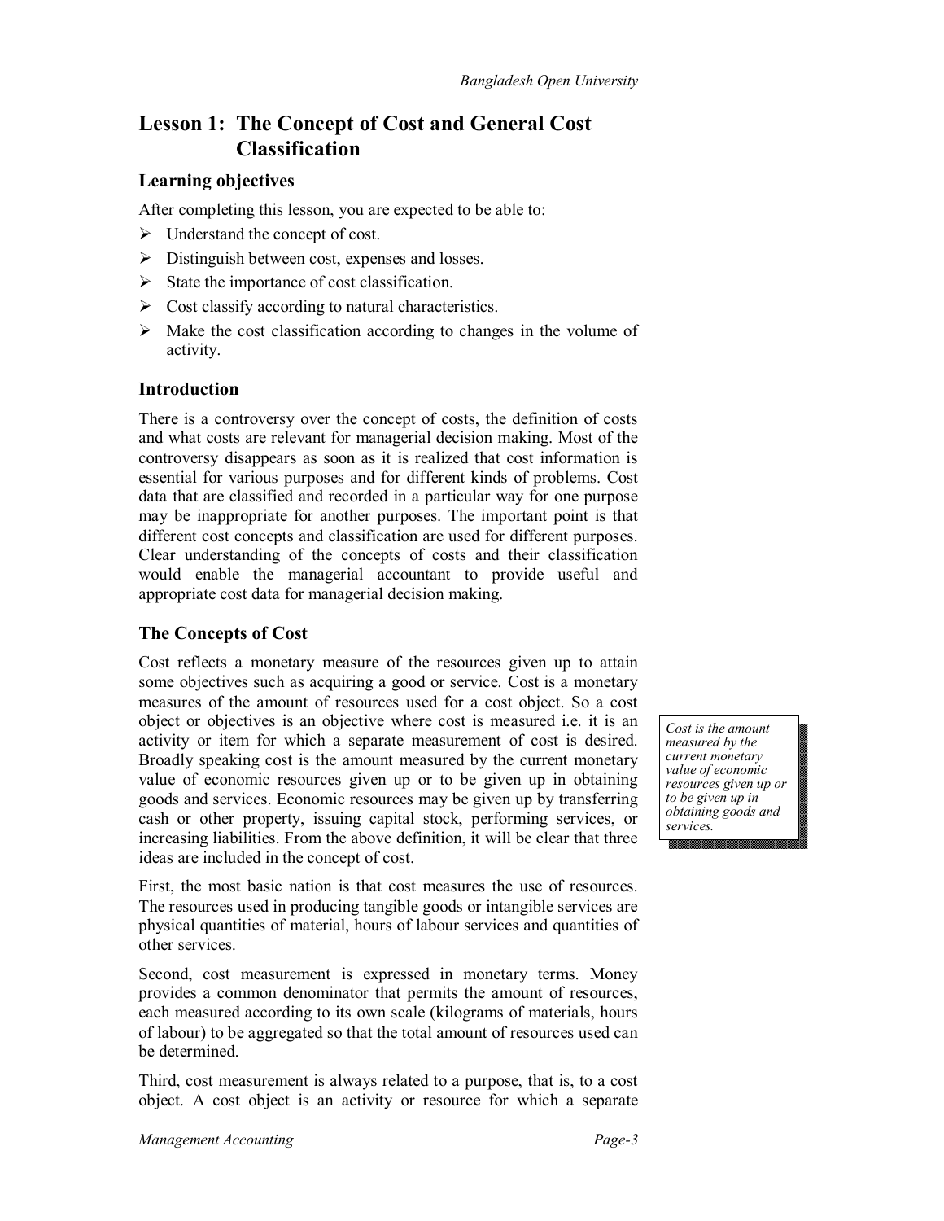# Lesson 1: The Concept of Cost and General Cost Classification

## Learning objectives

After completing this lesson, you are expected to be able to:

- Understand the concept of cost.
- Distinguish between cost, expenses and losses.
- State the importance of cost classification.
- Cost classify according to natural characteristics.
- Make the cost classification according to changes in the volume of activity.

## Introduction

There is a controversy over the concept of costs, the definition of costs and what costs are relevant for managerial decision making. Most of the controversy disappears as soon as it is realized that cost information is essential for various purposes and for different kinds of problems. Cost data that are classified and recorded in a particular way for one purpose may be inappropriate for another purposes. The important point is that different cost concepts and classification are used for different purposes. Clear understanding of the concepts of costs and their classification would enable the managerial accountant to provide useful and appropriate cost data for managerial decision making.

## The Concepts of Cost

Cost reflects a monetary measure of the resources given up to attain some objectives such as acquiring a good or service. Cost is a monetary measures of the amount of resources used for a cost object. So a cost object or objectives is an objective where cost is measured i.e. it is an activity or item for which a separate measurement of cost is desired. Broadly speaking cost is the amount measured by the current monetary value of economic resources given up or to be given up in obtaining goods and services. Economic resources may be given up by transferring cash or other property, issuing capital stock, performing services, or increasing liabilities. From the above definition, it will be clear that three ideas are included in the concept of cost.

*Cost is the amount measured by the current monetary value of economic resources given up or to be given up in obtaining goods and services.*

First, the most basic nation is that cost measures the use of resources. The resources used in producing tangible goods or intangible services are physical quantities of material, hours of labour services and quantities of other services.

Second, cost measurement is expressed in monetary terms. Money provides a common denominator that permits the amount of resources, each measured according to its own scale (kilograms of materials, hours of labour) to be aggregated so that the total amount of resources used can be determined.

Third, cost measurement is always related to a purpose, that is, to a cost object. A cost object is an activity or resource for which a separate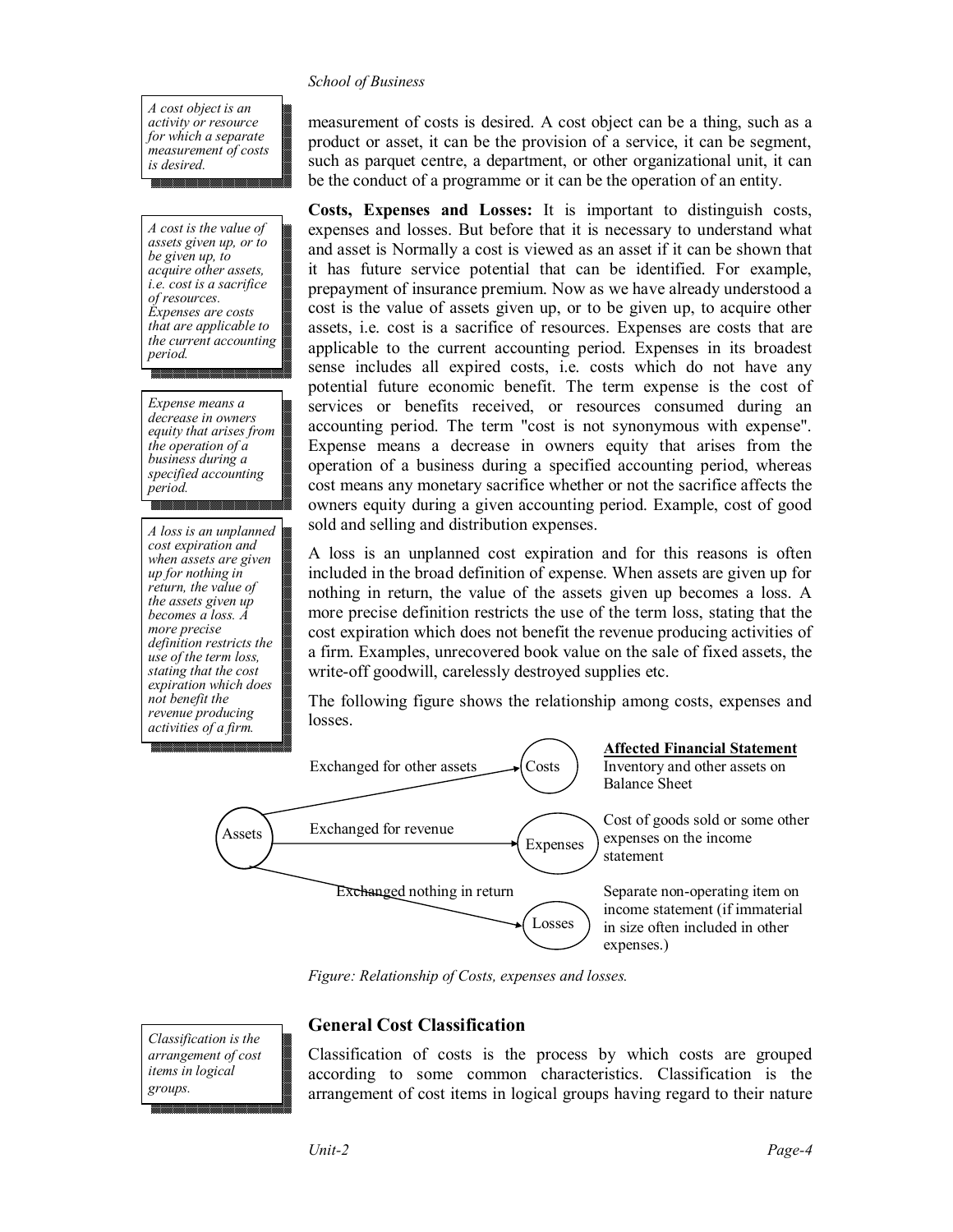> *A cost object is an activity or resource for which a separate measurement of costs is desired.*

measurement of costs is desired. A cost object can be a thing, such as a product or asset, it can be the provision of a service, it can be segment, such as parquet centre, a department, or other organizational unit, it can be the conduct of a programme or it can be the operation of an entity.

> *A cost is the value of assets given up, or to be given up, to acquire other assets, i.e. cost is a sacrifice of resources. Expenses are costs that are applicable to the current accounting period.*

> *Expense means a decrease in owners equity that arises from the operation of a business during a specified accounting period.*

**Costs, Expenses and Losses:** It is important to distinguish costs, expenses and losses. But before that it is necessary to understand what and asset is Normally a cost is viewed as an asset if it can be shown that it has future service potential that can be identified. For example, prepayment of insurance premium. Now as we have already understood a cost is the value of assets given up, or to be given up, to acquire other assets, i.e. cost is a sacrifice of resources. Expenses are costs that are applicable to the current accounting period. Expenses in its broadest sense includes all expired costs, i.e. costs which do not have any potential future economic benefit. The term expense is the cost of services or benefits received, or resources consumed during an accounting period. The term "cost is not synonymous with expense". Expense means a decrease in owners equity that arises from the operation of a business during a specified accounting period, whereas cost means any monetary sacrifice whether or not the sacrifice affects the owners equity during a given accounting period. Example, cost of good sold and selling and distribution expenses.

> *A loss is an unplanned cost expiration and when assets are given up for nothing in return, the value of the assets given up becomes a loss. A more precise definition restricts the use of the term loss, stating that the cost expiration which does not benefit the revenue producing activities of a firm.*

A loss is an unplanned cost expiration and for this reasons is often included in the broad definition of expense. When assets are given up for nothing in return, the value of the assets given up becomes a loss. A more precise definition restricts the use of the term loss, stating that the cost expiration which does not benefit the revenue producing activities of a firm. Examples, unrecovered book value on the sale of fixed assets, the write-off goodwill, carelessly destroyed supplies etc.

The following figure shows the relationship among costs, expenses and losses.

| Assets | | | Affected Financial Statement |
|---|---|---|---|
| Assets | Exchanged for other assets | Costs | Inventory and other assets on Balance Sheet |
| Assets | Exchanged for revenue | Expenses | Cost of goods sold or some other expenses on the income statement |
| Assets | Exchanged nothing in return | Losses | Separate non-operating item on income statement (if immaterial in size often included in other expenses.) |

*Figure: Relationship of Costs, expenses and losses.*

## General Cost Classification

> *Classification is the arrangement of cost items in logical groups.*

Classification of costs is the process by which costs are grouped according to some common characteristics. Classification is the arrangement of cost items in logical groups having regard to their nature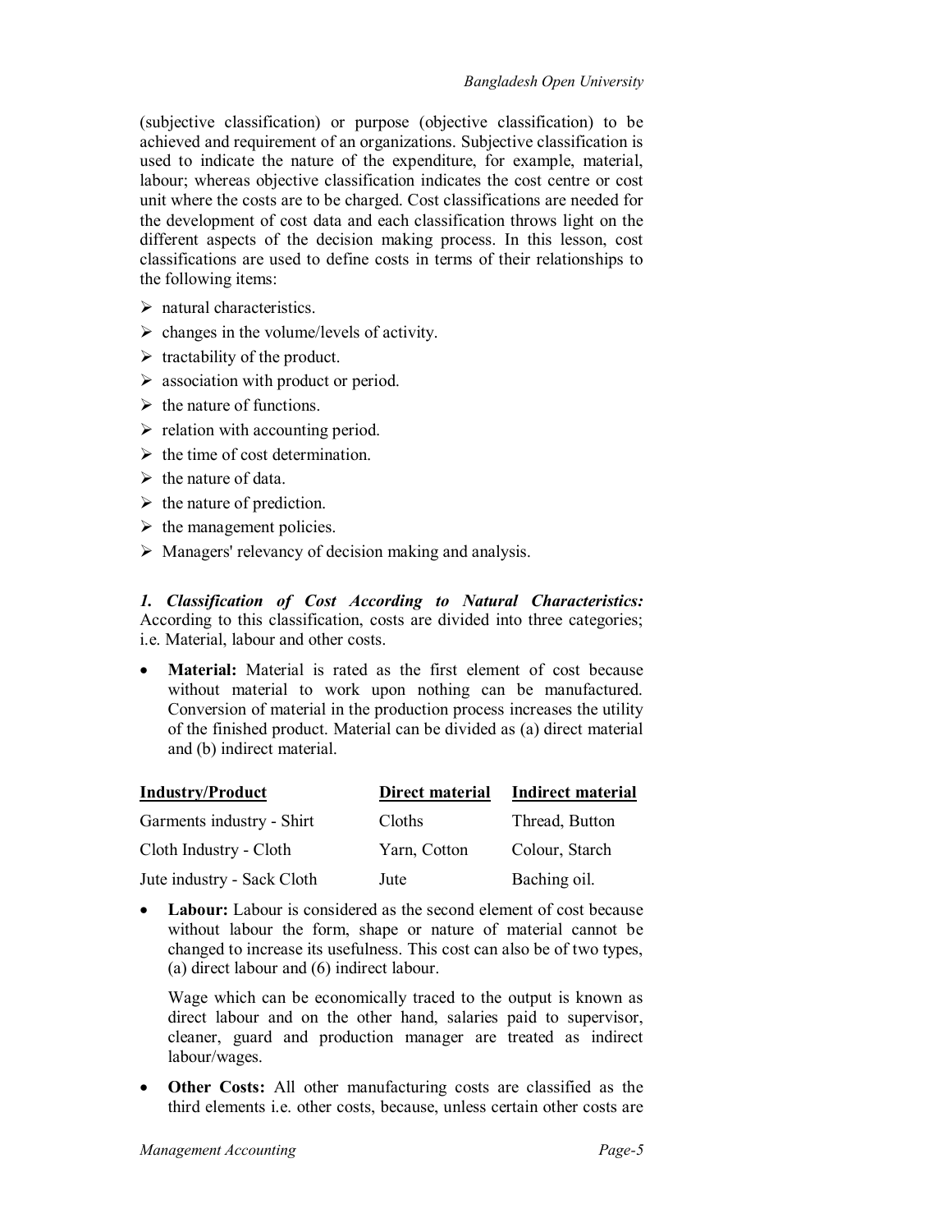(subjective classification) or purpose (objective classification) to be achieved and requirement of an organizations. Subjective classification is used to indicate the nature of the expenditure, for example, material, labour; whereas objective classification indicates the cost centre or cost unit where the costs are to be charged. Cost classifications are needed for the development of cost data and each classification throws light on the different aspects of the decision making process. In this lesson, cost classifications are used to define costs in terms of their relationships to the following items:

- natural characteristics.
- changes in the volume/levels of activity.
- tractability of the product.
- association with product or period.
- the nature of functions.
- relation with accounting period.
- the time of cost determination.
- the nature of data.
- the nature of prediction.
- the management policies.
- Managers' relevancy of decision making and analysis.

***1. Classification of Cost According to Natural Characteristics:*** According to this classification, costs are divided into three categories; i.e. Material, labour and other costs.

- **Material:** Material is rated as the first element of cost because without material to work upon nothing can be manufactured. Conversion of material in the production process increases the utility of the finished product. Material can be divided as (a) direct material and (b) indirect material.

| Industry/Product | Direct material | Indirect material |
|---|---|---|
| Garments industry - Shirt | Cloths | Thread, Button |
| Cloth Industry - Cloth | Yarn, Cotton | Colour, Starch |
| Jute industry - Sack Cloth | Jute | Baching oil. |

- **Labour:** Labour is considered as the second element of cost because without labour the form, shape or nature of material cannot be changed to increase its usefulness. This cost can also be of two types, (a) direct labour and (6) indirect labour.

  Wage which can be economically traced to the output is known as direct labour and on the other hand, salaries paid to supervisor, cleaner, guard and production manager are treated as indirect labour/wages.

- **Other Costs:** All other manufacturing costs are classified as the third elements i.e. other costs, because, unless certain other costs are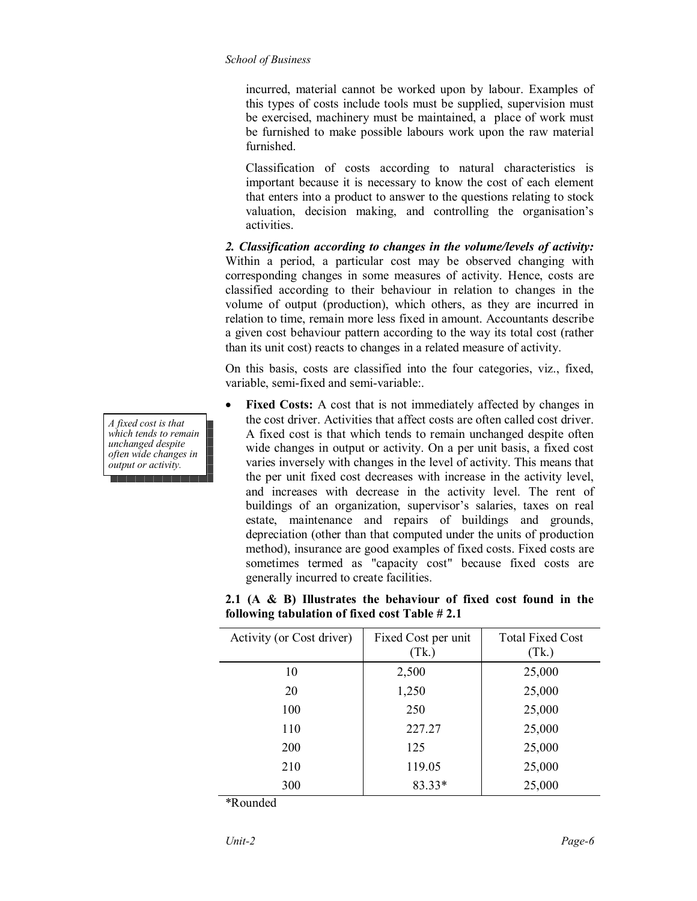incurred, material cannot be worked upon by labour. Examples of this types of costs include tools must be supplied, supervision must be exercised, machinery must be maintained, a place of work must be furnished to make possible labours work upon the raw material furnished.

Classification of costs according to natural characteristics is important because it is necessary to know the cost of each element that enters into a product to answer to the questions relating to stock valuation, decision making, and controlling the organisation's activities.

***2. Classification according to changes in the volume/levels of activity:*** Within a period, a particular cost may be observed changing with corresponding changes in some measures of activity. Hence, costs are classified according to their behaviour in relation to changes in the volume of output (production), which others, as they are incurred in relation to time, remain more less fixed in amount. Accountants describe a given cost behaviour pattern according to the way its total cost (rather than its unit cost) reacts to changes in a related measure of activity.

On this basis, costs are classified into the four categories, viz., fixed, variable, semi-fixed and semi-variable:.

*A fixed cost is that which tends to remain unchanged despite often wide changes in output or activity.*

- **Fixed Costs:** A cost that is not immediately affected by changes in the cost driver. Activities that affect costs are often called cost driver. A fixed cost is that which tends to remain unchanged despite often wide changes in output or activity. On a per unit basis, a fixed cost varies inversely with changes in the level of activity. This means that the per unit fixed cost decreases with increase in the activity level, and increases with decrease in the activity level. The rent of buildings of an organization, supervisor's salaries, taxes on real estate, maintenance and repairs of buildings and grounds, depreciation (other than that computed under the units of production method), insurance are good examples of fixed costs. Fixed costs are sometimes termed as "capacity cost" because fixed costs are generally incurred to create facilities.

**2.1 (A & B) Illustrates the behaviour of fixed cost found in the following tabulation of fixed cost Table # 2.1**

| Activity (or Cost driver) | Fixed Cost per unit (Tk.) | Total Fixed Cost (Tk.) |
|---|---|---|
| 10 | 2,500 | 25,000 |
| 20 | 1,250 | 25,000 |
| 100 | 250 | 25,000 |
| 110 | 227.27 | 25,000 |
| 200 | 125 | 25,000 |
| 210 | 119.05 | 25,000 |
| 300 | 83.33* | 25,000 |

*Rounded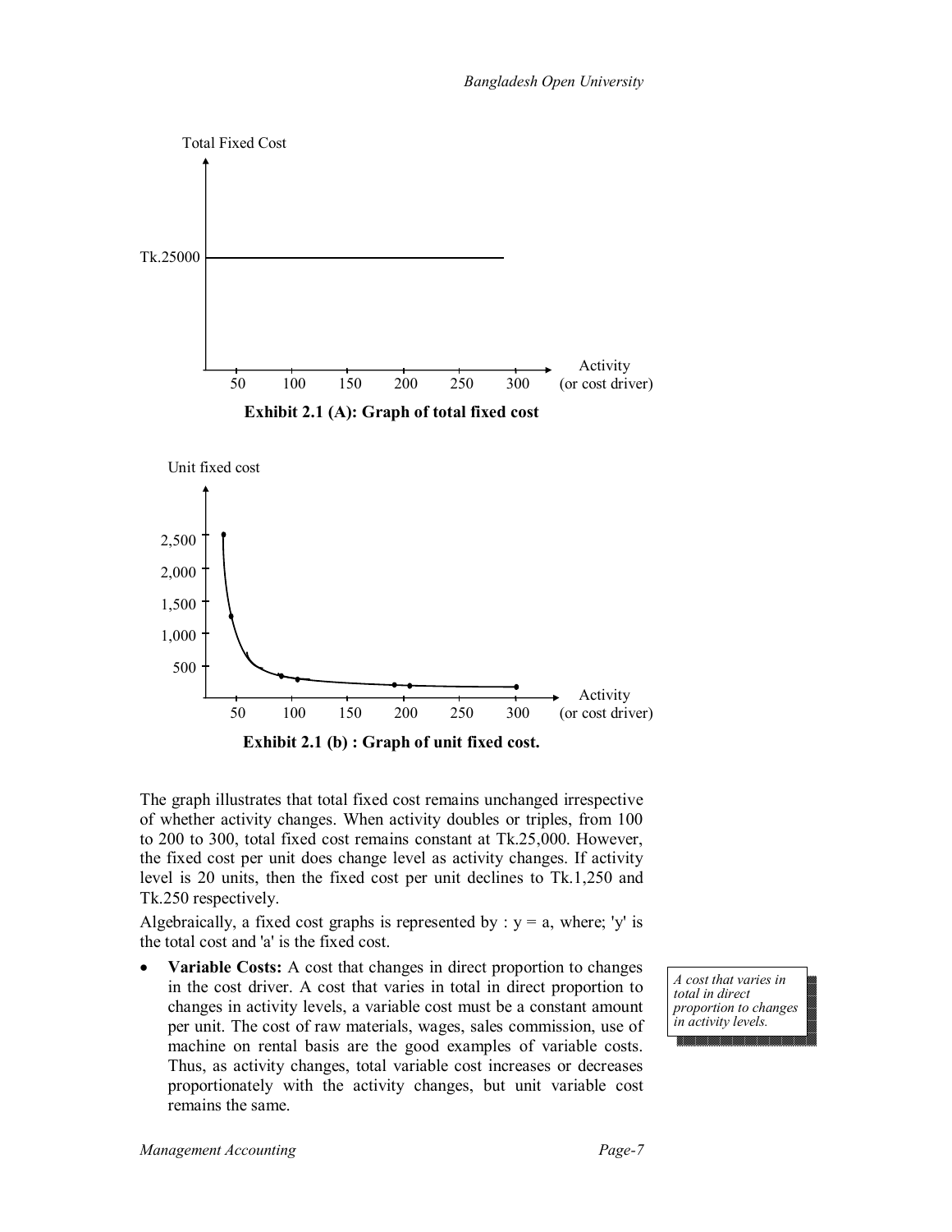Total Fixed Cost

Tk.25000

Activity (or cost driver): 50, 100, 150, 200, 250, 300

**Exhibit 2.1 (A): Graph of total fixed cost**

Unit fixed cost: 500, 1,000, 1,500, 2,000, 2,500

Activity (or cost driver): 50, 100, 150, 200, 250, 300

**Exhibit 2.1 (b) : Graph of unit fixed cost.**

The graph illustrates that total fixed cost remains unchanged irrespective of whether activity changes. When activity doubles or triples, from 100 to 200 to 300, total fixed cost remains constant at Tk.25,000. However, the fixed cost per unit does change level as activity changes. If activity level is 20 units, then the fixed cost per unit declines to Tk.1,250 and Tk.250 respectively.

Algebraically, a fixed cost graphs is represented by : y = a, where; 'y' is the total cost and 'a' is the fixed cost.

- **Variable Costs:** A cost that changes in direct proportion to changes in the cost driver. A cost that varies in total in direct proportion to changes in activity levels, a variable cost must be a constant amount per unit. The cost of raw materials, wages, sales commission, use of machine on rental basis are the good examples of variable costs. Thus, as activity changes, total variable cost increases or decreases proportionately with the activity changes, but unit variable cost remains the same.

*A cost that varies in total in direct proportion to changes in activity levels.*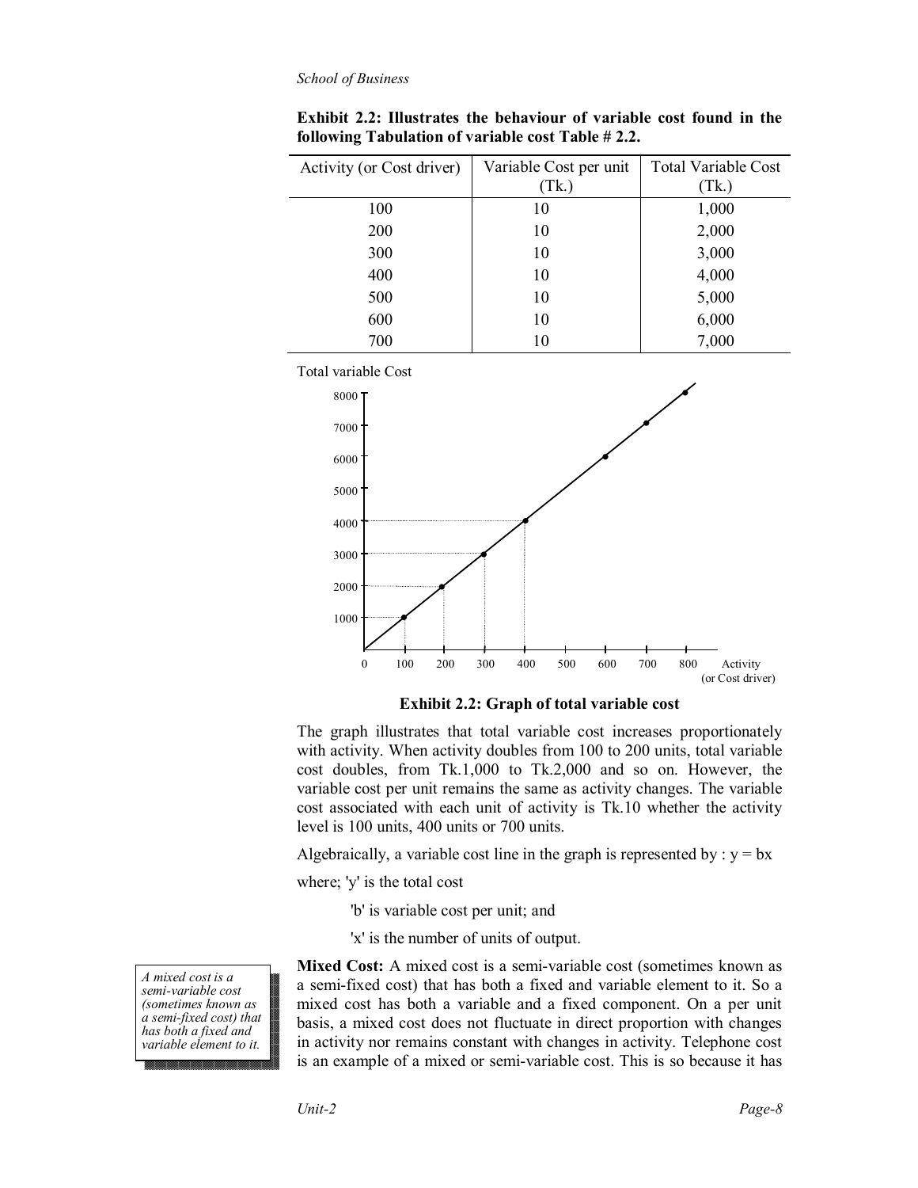**Exhibit 2.2: Illustrates the behaviour of variable cost found in the following Tabulation of variable cost Table # 2.2.**

| Activity (or Cost driver) | Variable Cost per unit (Tk.) | Total Variable Cost (Tk.) |
|---|---|---|
| 100 | 10 | 1,000 |
| 200 | 10 | 2,000 |
| 300 | 10 | 3,000 |
| 400 | 10 | 4,000 |
| 500 | 10 | 5,000 |
| 600 | 10 | 6,000 |
| 700 | 10 | 7,000 |

**Exhibit 2.2: Graph of total variable cost**

The graph illustrates that total variable cost increases proportionately with activity. When activity doubles from 100 to 200 units, total variable cost doubles, from Tk.1,000 to Tk.2,000 and so on. However, the variable cost per unit remains the same as activity changes. The variable cost associated with each unit of activity is Tk.10 whether the activity level is 100 units, 400 units or 700 units.

Algebraically, a variable cost line in the graph is represented by : $y = bx$

where; 'y' is the total cost

'b' is variable cost per unit; and

'x' is the number of units of output.

*A mixed cost is a semi-variable cost (sometimes known as a semi-fixed cost) that has both a fixed and variable element to it.*

**Mixed Cost:** A mixed cost is a semi-variable cost (sometimes known as a semi-fixed cost) that has both a fixed and variable element to it. So a mixed cost has both a variable and a fixed component. On a per unit basis, a mixed cost does not fluctuate in direct proportion with changes in activity nor remains constant with changes in activity. Telephone cost is an example of a mixed or semi-variable cost. This is so because it has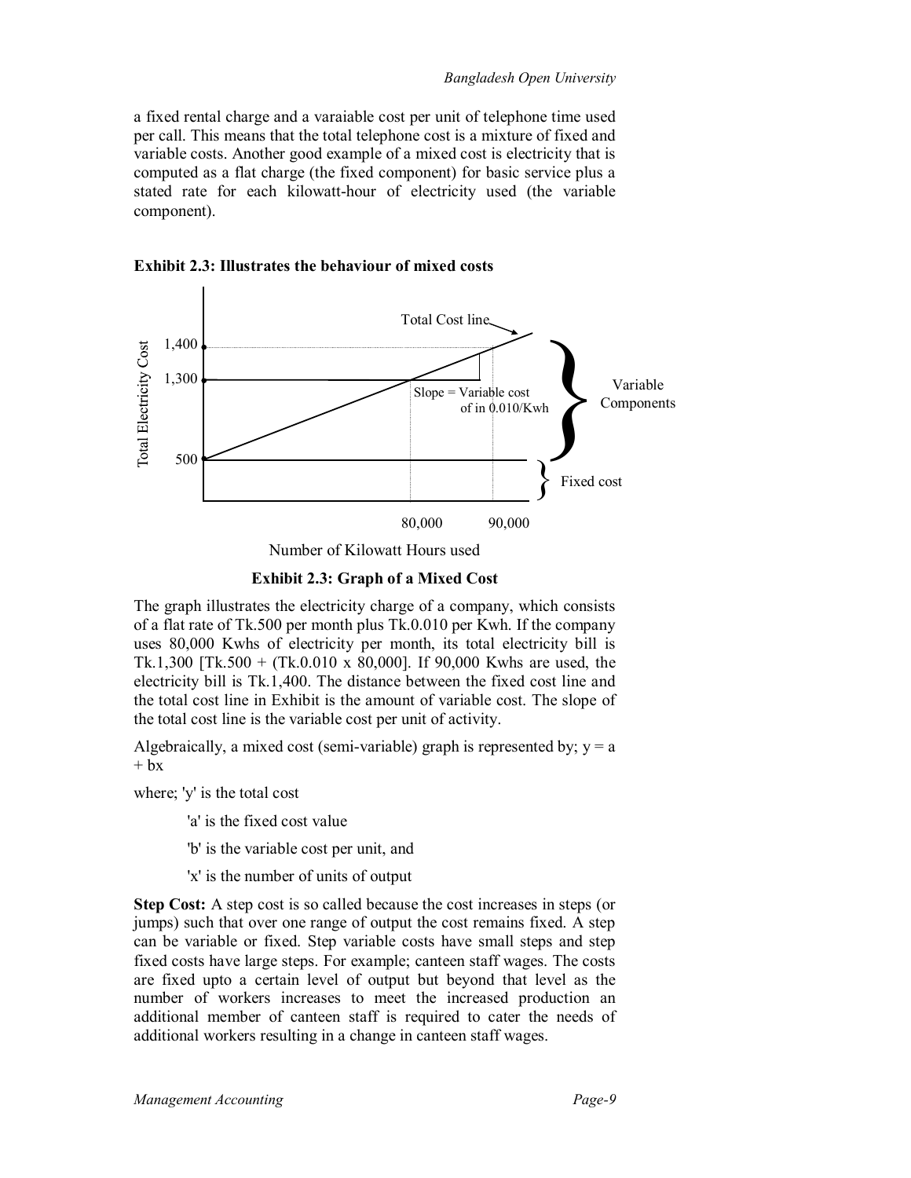a fixed rental charge and a varaiable cost per unit of telephone time used per call. This means that the total telephone cost is a mixture of fixed and variable costs. Another good example of a mixed cost is electricity that is computed as a flat charge (the fixed component) for basic service plus a stated rate for each kilowatt-hour of electricity used (the variable component).

**Exhibit 2.3: Illustrates the behaviour of mixed costs**

**Exhibit 2.3: Graph of a Mixed Cost**

The graph illustrates the electricity charge of a company, which consists of a flat rate of Tk.500 per month plus Tk.0.010 per Kwh. If the company uses 80,000 Kwhs of electricity per month, its total electricity bill is Tk.1,300 [Tk.500 + (Tk.0.010 x 80,000]. If 90,000 Kwhs are used, the electricity bill is Tk.1,400. The distance between the fixed cost line and the total cost line in Exhibit is the amount of variable cost. The slope of the total cost line is the variable cost per unit of activity.

Algebraically, a mixed cost (semi-variable) graph is represented by; $y = a + bx$

where; 'y' is the total cost

'a' is the fixed cost value

'b' is the variable cost per unit, and

'x' is the number of units of output

**Step Cost:** A step cost is so called because the cost increases in steps (or jumps) such that over one range of output the cost remains fixed. A step can be variable or fixed. Step variable costs have small steps and step fixed costs have large steps. For example; canteen staff wages. The costs are fixed upto a certain level of output but beyond that level as the number of workers increases to meet the increased production an additional member of canteen staff is required to cater the needs of additional workers resulting in a change in canteen staff wages.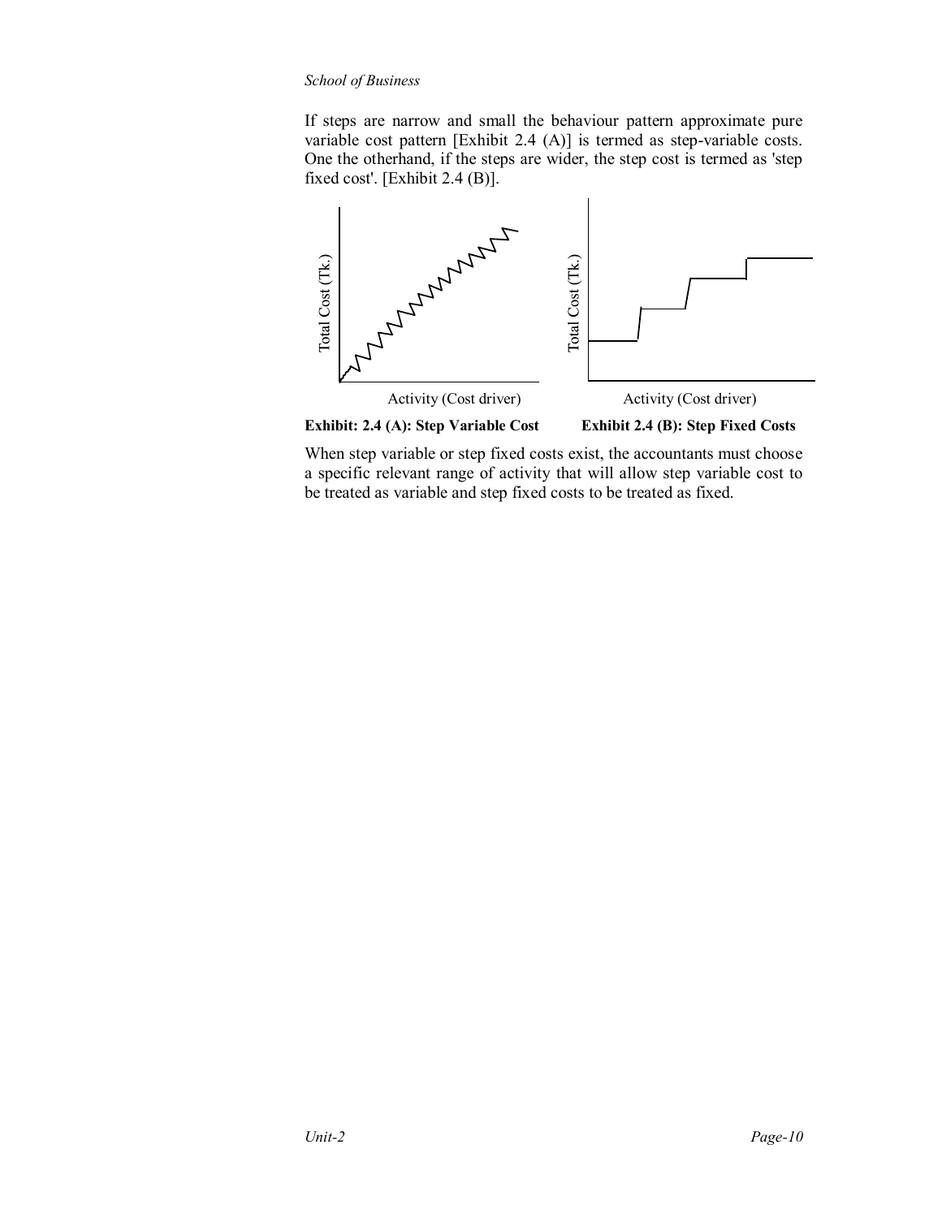If steps are narrow and small the behaviour pattern approximate pure variable cost pattern [Exhibit 2.4 (A)] is termed as step-variable costs. One the otherhand, if the steps are wider, the step cost is termed as 'step fixed cost'. [Exhibit 2.4 (B)].

**Exhibit: 2.4 (A): Step Variable Cost** **Exhibit 2.4 (B): Step Fixed Costs**

When step variable or step fixed costs exist, the accountants must choose a specific relevant range of activity that will allow step variable cost to be treated as variable and step fixed costs to be treated as fixed.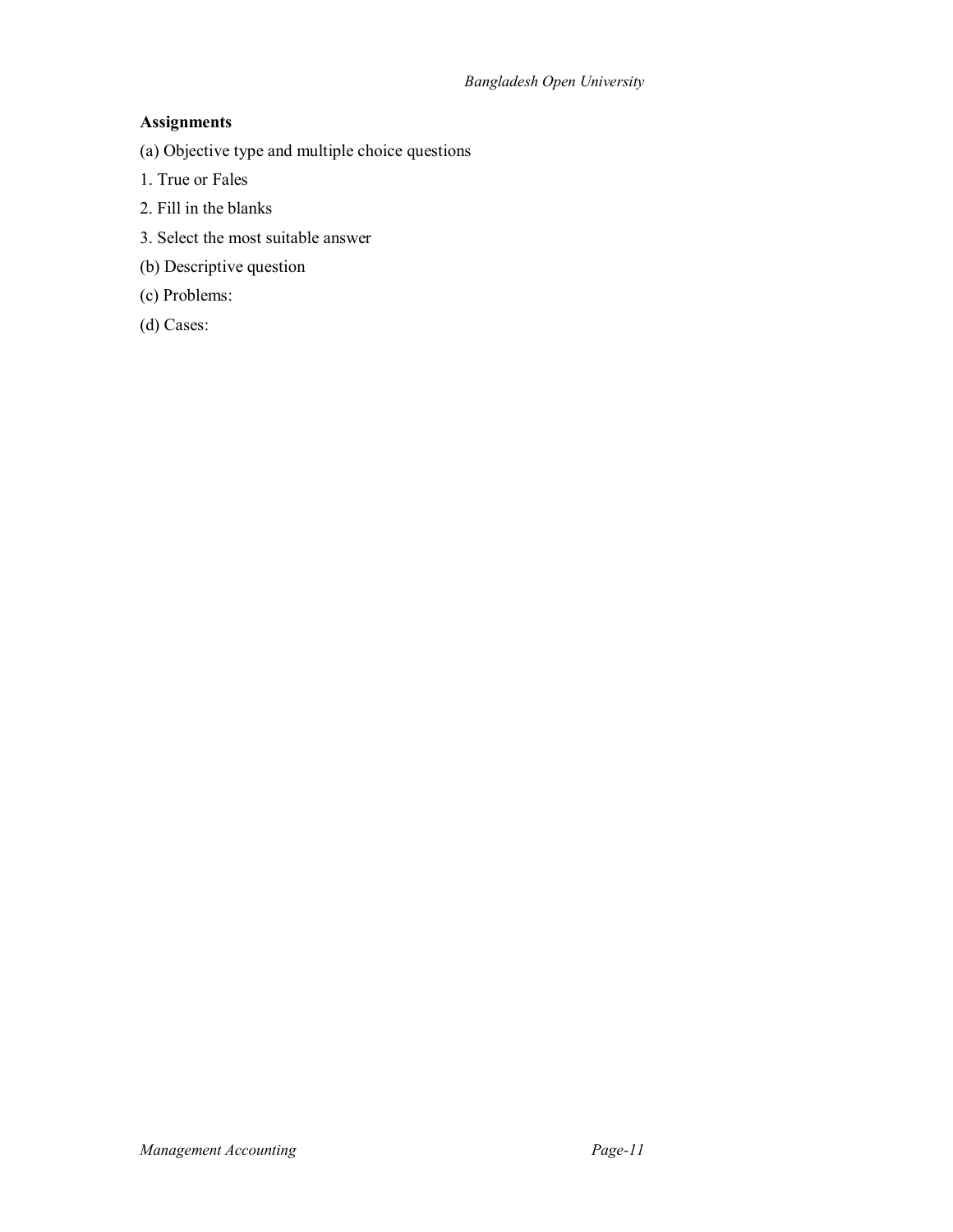**Assignments**

(a) Objective type and multiple choice questions

1. True or Fales

2. Fill in the blanks

3. Select the most suitable answer

(b) Descriptive question

(c) Problems:

(d) Cases: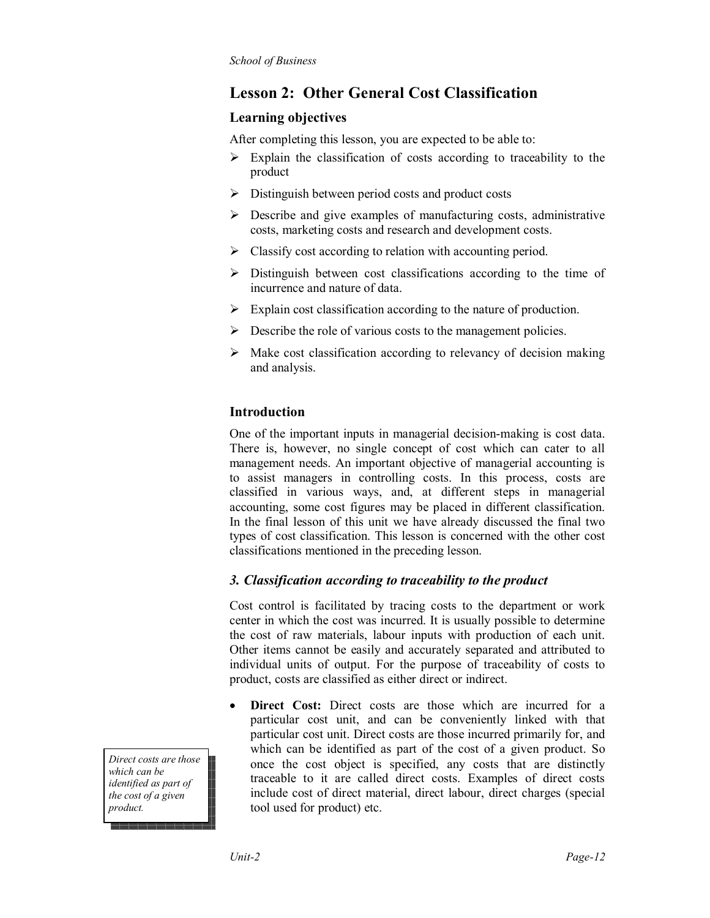## Lesson 2: Other General Cost Classification

### Learning objectives

After completing this lesson, you are expected to be able to:

- ➢ Explain the classification of costs according to traceability to the product
- ➢ Distinguish between period costs and product costs
- ➢ Describe and give examples of manufacturing costs, administrative costs, marketing costs and research and development costs.
- ➢ Classify cost according to relation with accounting period.
- ➢ Distinguish between cost classifications according to the time of incurrence and nature of data.
- ➢ Explain cost classification according to the nature of production.
- ➢ Describe the role of various costs to the management policies.
- ➢ Make cost classification according to relevancy of decision making and analysis.

### Introduction

One of the important inputs in managerial decision-making is cost data. There is, however, no single concept of cost which can cater to all management needs. An important objective of managerial accounting is to assist managers in controlling costs. In this process, costs are classified in various ways, and, at different steps in managerial accounting, some cost figures may be placed in different classification. In the final lesson of this unit we have already discussed the final two types of cost classification. This lesson is concerned with the other cost classifications mentioned in the preceding lesson.

### *3. Classification according to traceability to the product*

Cost control is facilitated by tracing costs to the department or work center in which the cost was incurred. It is usually possible to determine the cost of raw materials, labour inputs with production of each unit. Other items cannot be easily and accurately separated and attributed to individual units of output. For the purpose of traceability of costs to product, costs are classified as either direct or indirect.

- **Direct Cost:** Direct costs are those which are incurred for a particular cost unit, and can be conveniently linked with that particular cost unit. Direct costs are those incurred primarily for, and which can be identified as part of the cost of a given product. So once the cost object is specified, any costs that are distinctly traceable to it are called direct costs. Examples of direct costs include cost of direct material, direct labour, direct charges (special tool used for product) etc.

*Direct costs are those which can be identified as part of the cost of a given product.*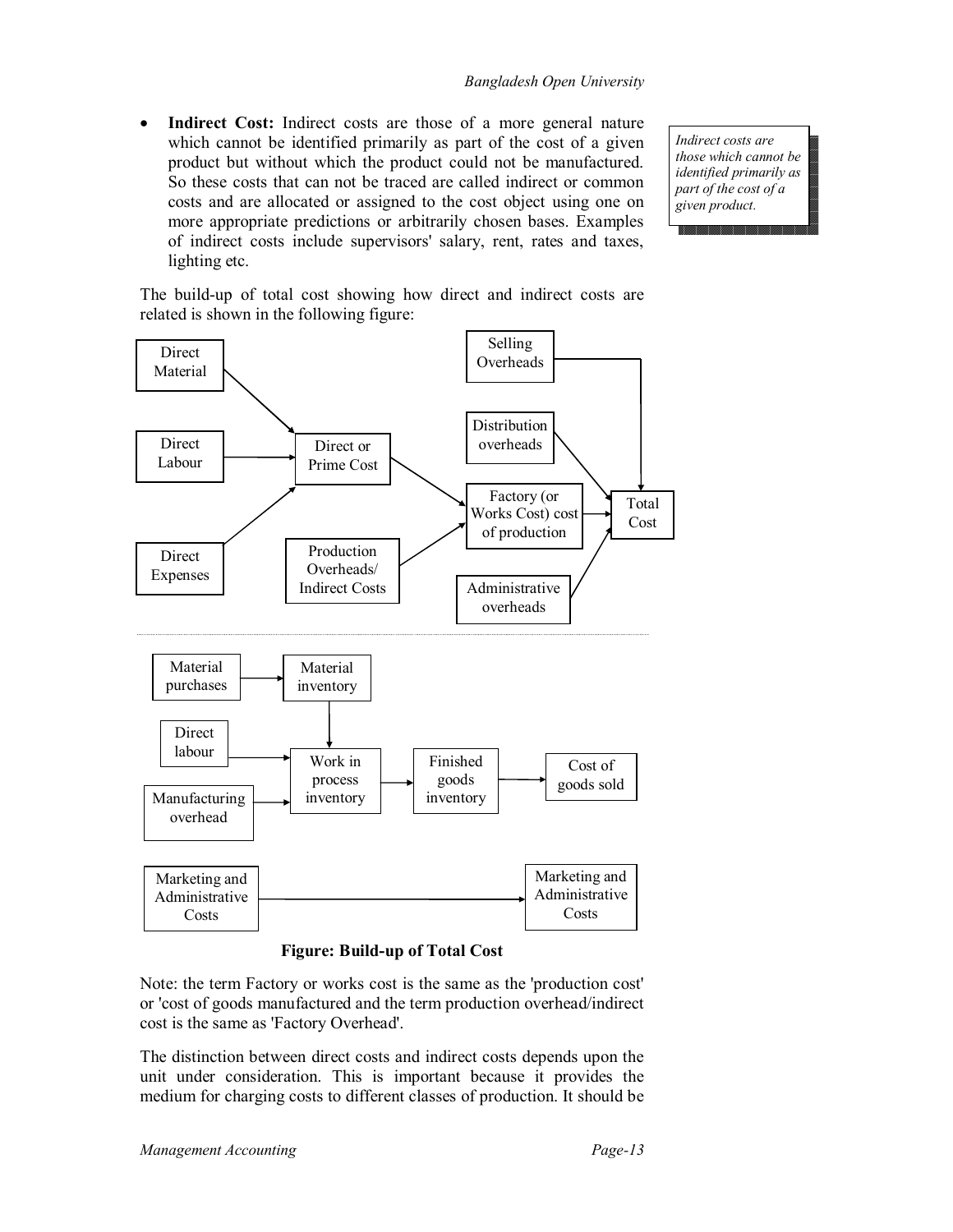- **Indirect Cost:** Indirect costs are those of a more general nature which cannot be identified primarily as part of the cost of a given product but without which the product could not be manufactured. So these costs that can not be traced are called indirect or common costs and are allocated or assigned to the cost object using one on more appropriate predictions or arbitrarily chosen bases. Examples of indirect costs include supervisors' salary, rent, rates and taxes, lighting etc.

> *Indirect costs are those which cannot be identified primarily as part of the cost of a given product.*

The build-up of total cost showing how direct and indirect costs are related is shown in the following figure:

Direct Material → Direct or Prime Cost
Direct Labour → Direct or Prime Cost
Direct Expenses → Direct or Prime Cost
Direct or Prime Cost → Factory (or Works Cost) cost of production
Production Overheads/ Indirect Costs → Factory (or Works Cost) cost of production
Factory (or Works Cost) cost of production → Total Cost
Selling Overheads → Total Cost
Distribution overheads → Total Cost
Administrative overheads → Total Cost

Material purchases → Material inventory → Work in process inventory
Direct labour → Work in process inventory
Manufacturing overhead → Work in process inventory
Work in process inventory → Finished goods inventory → Cost of goods sold
Marketing and Administrative Costs → Marketing and Administrative Costs

**Figure: Build-up of Total Cost**

Note: the term Factory or works cost is the same as the 'production cost' or 'cost of goods manufactured and the term production overhead/indirect cost is the same as 'Factory Overhead'.

The distinction between direct costs and indirect costs depends upon the unit under consideration. This is important because it provides the medium for charging costs to different classes of production. It should be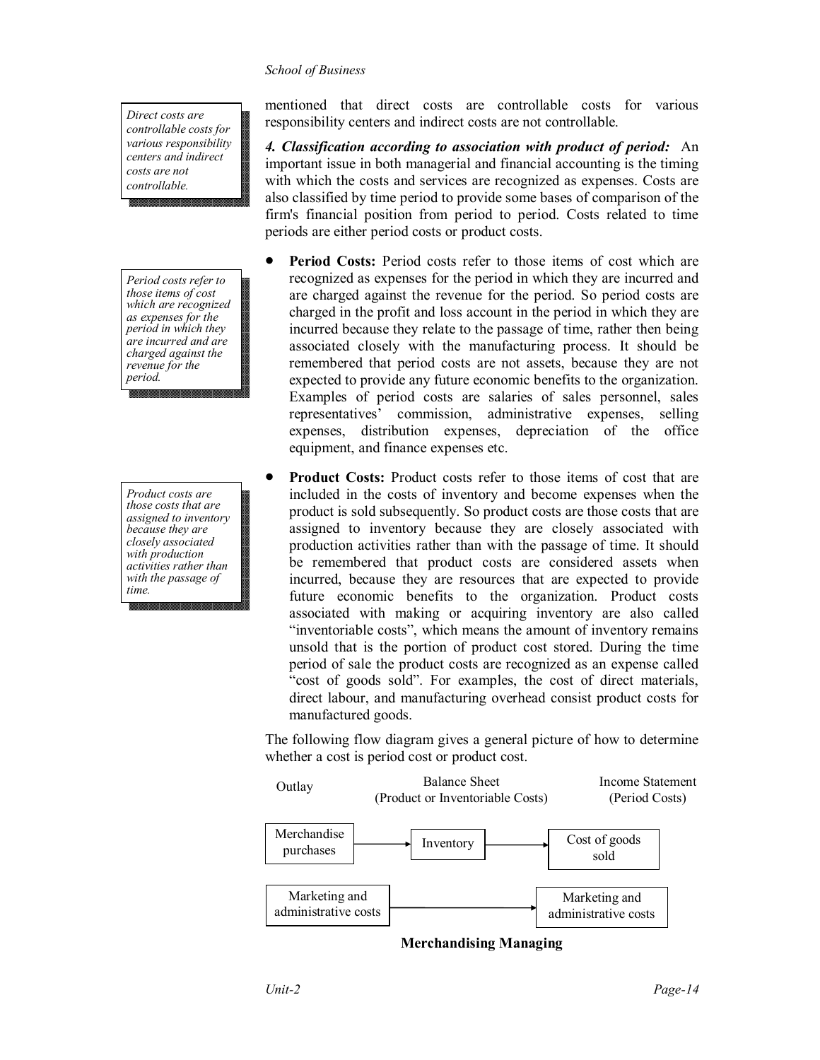mentioned that direct costs are controllable costs for various responsibility centers and indirect costs are not controllable.

> *Direct costs are controllable costs for various responsibility centers and indirect costs are not controllable.*

***4. Classification according to association with product of period:*** An important issue in both managerial and financial accounting is the timing with which the costs and services are recognized as expenses. Costs are also classified by time period to provide some bases of comparison of the firm's financial position from period to period. Costs related to time periods are either period costs or product costs.

> *Period costs refer to those items of cost which are recognized as expenses for the period in which they are incurred and are charged against the revenue for the period.*

- **Period Costs:** Period costs refer to those items of cost which are recognized as expenses for the period in which they are incurred and are charged against the revenue for the period. So period costs are charged in the profit and loss account in the period in which they are incurred because they relate to the passage of time, rather then being associated closely with the manufacturing process. It should be remembered that period costs are not assets, because they are not expected to provide any future economic benefits to the organization. Examples of period costs are salaries of sales personnel, sales representatives' commission, administrative expenses, selling expenses, distribution expenses, depreciation of the office equipment, and finance expenses etc.

> *Product costs are those costs that are assigned to inventory because they are closely associated with production activities rather than with the passage of time.*

- **Product Costs:** Product costs refer to those items of cost that are included in the costs of inventory and become expenses when the product is sold subsequently. So product costs are those costs that are assigned to inventory because they are closely associated with production activities rather than with the passage of time. It should be remembered that product costs are considered assets when incurred, because they are resources that are expected to provide future economic benefits to the organization. Product costs associated with making or acquiring inventory are also called "inventoriable costs", which means the amount of inventory remains unsold that is the portion of product cost stored. During the time period of sale the product costs are recognized as an expense called "cost of goods sold". For examples, the cost of direct materials, direct labour, and manufacturing overhead consist product costs for manufactured goods.

The following flow diagram gives a general picture of how to determine whether a cost is period cost or product cost.

| Outlay | Balance Sheet (Product or Inventoriable Costs) | Income Statement (Period Costs) |
|---|---|---|
| Merchandise purchases → | Inventory → | Cost of goods sold |
| Marketing and administrative costs → | | Marketing and administrative costs |

**Merchandising Managing**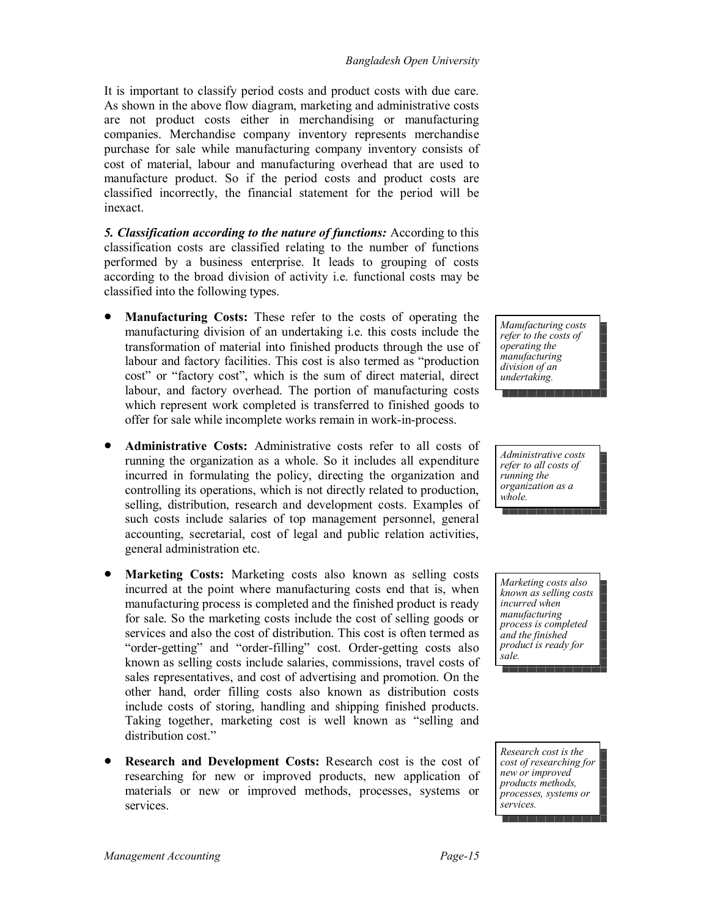It is important to classify period costs and product costs with due care. As shown in the above flow diagram, marketing and administrative costs are not product costs either in merchandising or manufacturing companies. Merchandise company inventory represents merchandise purchase for sale while manufacturing company inventory consists of cost of material, labour and manufacturing overhead that are used to manufacture product. So if the period costs and product costs are classified incorrectly, the financial statement for the period will be inexact.

***5. Classification according to the nature of functions:*** According to this classification costs are classified relating to the number of functions performed by a business enterprise. It leads to grouping of costs according to the broad division of activity i.e. functional costs may be classified into the following types.

- **Manufacturing Costs:** These refer to the costs of operating the manufacturing division of an undertaking i.e. this costs include the transformation of material into finished products through the use of labour and factory facilities. This cost is also termed as "production cost" or "factory cost", which is the sum of direct material, direct labour, and factory overhead. The portion of manufacturing costs which represent work completed is transferred to finished goods to offer for sale while incomplete works remain in work-in-process.

> *Manufacturing costs refer to the costs of operating the manufacturing division of an undertaking.*

- **Administrative Costs:** Administrative costs refer to all costs of running the organization as a whole. So it includes all expenditure incurred in formulating the policy, directing the organization and controlling its operations, which is not directly related to production, selling, distribution, research and development costs. Examples of such costs include salaries of top management personnel, general accounting, secretarial, cost of legal and public relation activities, general administration etc.

> *Administrative costs refer to all costs of running the organization as a whole.*

- **Marketing Costs:** Marketing costs also known as selling costs incurred at the point where manufacturing costs end that is, when manufacturing process is completed and the finished product is ready for sale. So the marketing costs include the cost of selling goods or services and also the cost of distribution. This cost is often termed as "order-getting" and "order-filling" cost. Order-getting costs also known as selling costs include salaries, commissions, travel costs of sales representatives, and cost of advertising and promotion. On the other hand, order filling costs also known as distribution costs include costs of storing, handling and shipping finished products. Taking together, marketing cost is well known as "selling and distribution cost."

> *Marketing costs also known as selling costs incurred when manufacturing process is completed and the finished product is ready for sale.*

- **Research and Development Costs:** Research cost is the cost of researching for new or improved products, new application of materials or new or improved methods, processes, systems or services.

> *Research cost is the cost of researching for new or improved products methods, processes, systems or services.*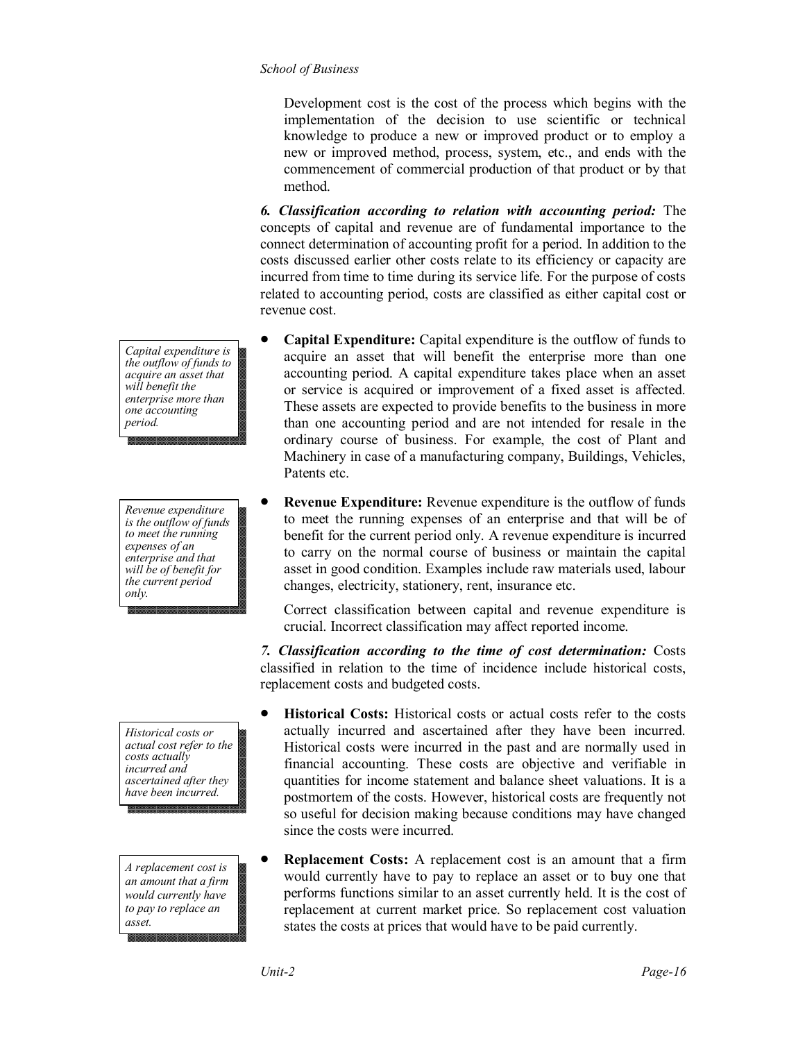Development cost is the cost of the process which begins with the implementation of the decision to use scientific or technical knowledge to produce a new or improved product or to employ a new or improved method, process, system, etc., and ends with the commencement of commercial production of that product or by that method.

***6. Classification according to relation with accounting period:*** The concepts of capital and revenue are of fundamental importance to the connect determination of accounting profit for a period. In addition to the costs discussed earlier other costs relate to its efficiency or capacity are incurred from time to time during its service life. For the purpose of costs related to accounting period, costs are classified as either capital cost or revenue cost.

> *Capital expenditure is the outflow of funds to acquire an asset that will benefit the enterprise more than one accounting period.*

- **Capital Expenditure:** Capital expenditure is the outflow of funds to acquire an asset that will benefit the enterprise more than one accounting period. A capital expenditure takes place when an asset or service is acquired or improvement of a fixed asset is affected. These assets are expected to provide benefits to the business in more than one accounting period and are not intended for resale in the ordinary course of business. For example, the cost of Plant and Machinery in case of a manufacturing company, Buildings, Vehicles, Patents etc.

> *Revenue expenditure is the outflow of funds to meet the running expenses of an enterprise and that will be of benefit for the current period only.*

- **Revenue Expenditure:** Revenue expenditure is the outflow of funds to meet the running expenses of an enterprise and that will be of benefit for the current period only. A revenue expenditure is incurred to carry on the normal course of business or maintain the capital asset in good condition. Examples include raw materials used, labour changes, electricity, stationery, rent, insurance etc.

  Correct classification between capital and revenue expenditure is crucial. Incorrect classification may affect reported income.

***7. Classification according to the time of cost determination:*** Costs classified in relation to the time of incidence include historical costs, replacement costs and budgeted costs.

> *Historical costs or actual cost refer to the costs actually incurred and ascertained after they have been incurred.*

- **Historical Costs:** Historical costs or actual costs refer to the costs actually incurred and ascertained after they have been incurred. Historical costs were incurred in the past and are normally used in financial accounting. These costs are objective and verifiable in quantities for income statement and balance sheet valuations. It is a postmortem of the costs. However, historical costs are frequently not so useful for decision making because conditions may have changed since the costs were incurred.

> *A replacement cost is an amount that a firm would currently have to pay to replace an asset.*

- **Replacement Costs:** A replacement cost is an amount that a firm would currently have to pay to replace an asset or to buy one that performs functions similar to an asset currently held. It is the cost of replacement at current market price. So replacement cost valuation states the costs at prices that would have to be paid currently.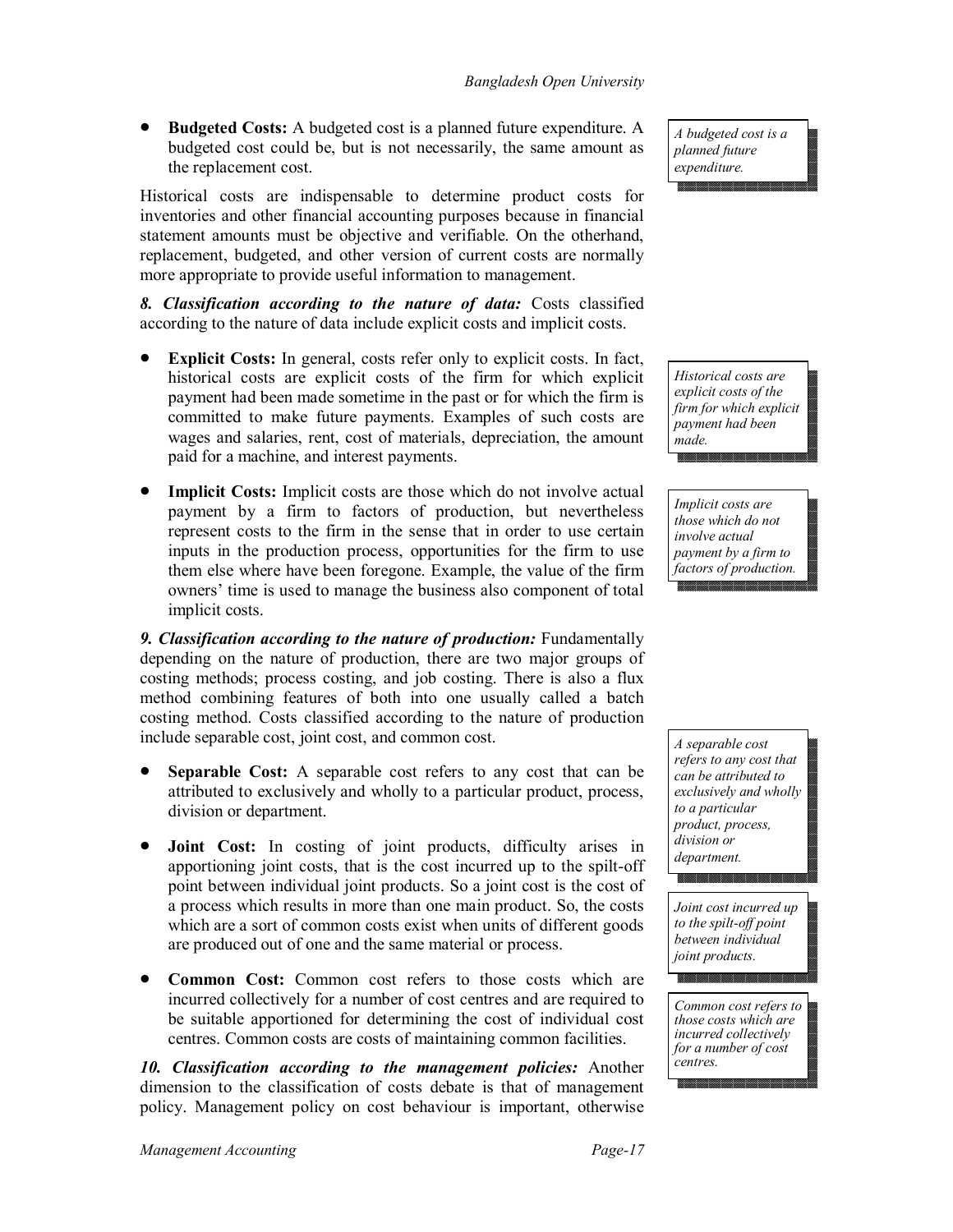- **Budgeted Costs:** A budgeted cost is a planned future expenditure. A budgeted cost could be, but is not necessarily, the same amount as the replacement cost.

*A budgeted cost is a planned future expenditure.*

Historical costs are indispensable to determine product costs for inventories and other financial accounting purposes because in financial statement amounts must be objective and verifiable. On the otherhand, replacement, budgeted, and other version of current costs are normally more appropriate to provide useful information to management.

***8. Classification according to the nature of data:*** Costs classified according to the nature of data include explicit costs and implicit costs.

- **Explicit Costs:** In general, costs refer only to explicit costs. In fact, historical costs are explicit costs of the firm for which explicit payment had been made sometime in the past or for which the firm is committed to make future payments. Examples of such costs are wages and salaries, rent, cost of materials, depreciation, the amount paid for a machine, and interest payments.

*Historical costs are explicit costs of the firm for which explicit payment had been made.*

- **Implicit Costs:** Implicit costs are those which do not involve actual payment by a firm to factors of production, but nevertheless represent costs to the firm in the sense that in order to use certain inputs in the production process, opportunities for the firm to use them else where have been foregone. Example, the value of the firm owners' time is used to manage the business also component of total implicit costs.

*Implicit costs are those which do not involve actual payment by a firm to factors of production.*

***9. Classification according to the nature of production:*** Fundamentally depending on the nature of production, there are two major groups of costing methods; process costing, and job costing. There is also a flux method combining features of both into one usually called a batch costing method. Costs classified according to the nature of production include separable cost, joint cost, and common cost.

- **Separable Cost:** A separable cost refers to any cost that can be attributed to exclusively and wholly to a particular product, process, division or department.

*A separable cost refers to any cost that can be attributed to exclusively and wholly to a particular product, process, division or department.*

- **Joint Cost:** In costing of joint products, difficulty arises in apportioning joint costs, that is the cost incurred up to the spilt-off point between individual joint products. So a joint cost is the cost of a process which results in more than one main product. So, the costs which are a sort of common costs exist when units of different goods are produced out of one and the same material or process.

*Joint cost incurred up to the spilt-off point between individual joint products.*

- **Common Cost:** Common cost refers to those costs which are incurred collectively for a number of cost centres and are required to be suitable apportioned for determining the cost of individual cost centres. Common costs are costs of maintaining common facilities.

*Common cost refers to those costs which are incurred collectively for a number of cost centres.*

***10. Classification according to the management policies:*** Another dimension to the classification of costs debate is that of management policy. Management policy on cost behaviour is important, otherwise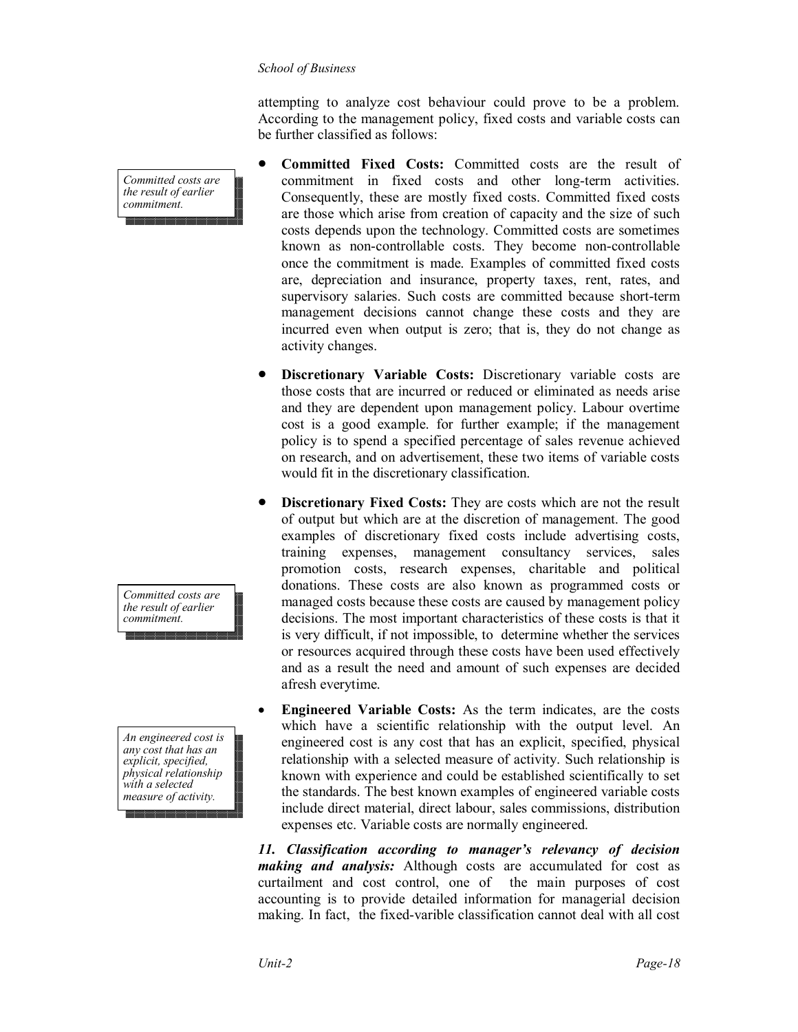attempting to analyze cost behaviour could prove to be a problem. According to the management policy, fixed costs and variable costs can be further classified as follows:

*Committed costs are the result of earlier commitment.*

- **Committed Fixed Costs:** Committed costs are the result of commitment in fixed costs and other long-term activities. Consequently, these are mostly fixed costs. Committed fixed costs are those which arise from creation of capacity and the size of such costs depends upon the technology. Committed costs are sometimes known as non-controllable costs. They become non-controllable once the commitment is made. Examples of committed fixed costs are, depreciation and insurance, property taxes, rent, rates, and supervisory salaries. Such costs are committed because short-term management decisions cannot change these costs and they are incurred even when output is zero; that is, they do not change as activity changes.

- **Discretionary Variable Costs:** Discretionary variable costs are those costs that are incurred or reduced or eliminated as needs arise and they are dependent upon management policy. Labour overtime cost is a good example. for further example; if the management policy is to spend a specified percentage of sales revenue achieved on research, and on advertisement, these two items of variable costs would fit in the discretionary classification.

*Committed costs are the result of earlier commitment.*

- **Discretionary Fixed Costs:** They are costs which are not the result of output but which are at the discretion of management. The good examples of discretionary fixed costs include advertising costs, training expenses, management consultancy services, sales promotion costs, research expenses, charitable and political donations. These costs are also known as programmed costs or managed costs because these costs are caused by management policy decisions. The most important characteristics of these costs is that it is very difficult, if not impossible, to determine whether the services or resources acquired through these costs have been used effectively and as a result the need and amount of such expenses are decided afresh everytime.

*An engineered cost is any cost that has an explicit, specified, physical relationship with a selected measure of activity.*

- **Engineered Variable Costs:** As the term indicates, are the costs which have a scientific relationship with the output level. An engineered cost is any cost that has an explicit, specified, physical relationship with a selected measure of activity. Such relationship is known with experience and could be established scientifically to set the standards. The best known examples of engineered variable costs include direct material, direct labour, sales commissions, distribution expenses etc. Variable costs are normally engineered.

***11. Classification according to manager's relevancy of decision making and analysis:*** Although costs are accumulated for cost as curtailment and cost control, one of the main purposes of cost accounting is to provide detailed information for managerial decision making. In fact, the fixed-varible classification cannot deal with all cost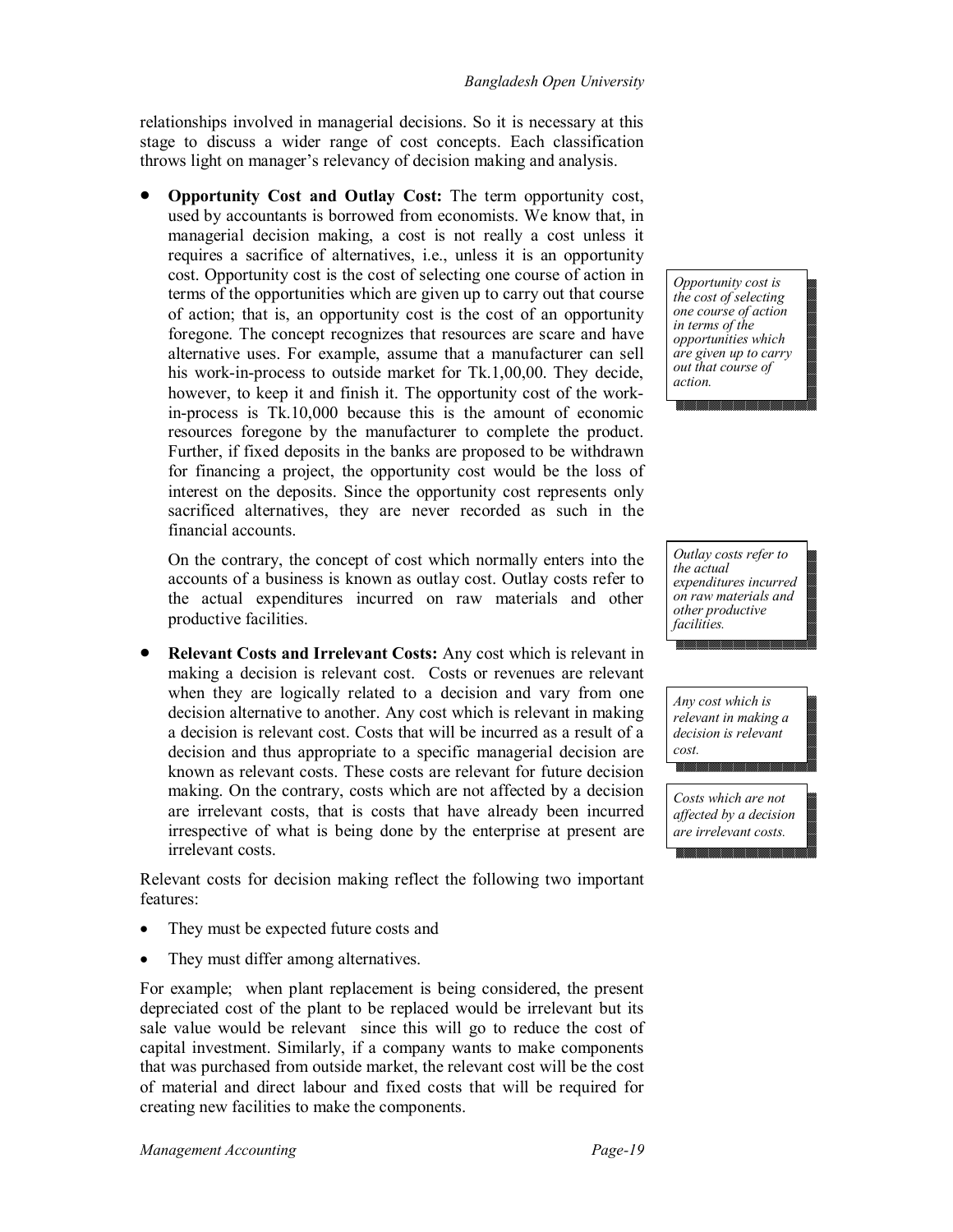relationships involved in managerial decisions. So it is necessary at this stage to discuss a wider range of cost concepts. Each classification throws light on manager's relevancy of decision making and analysis.

- **Opportunity Cost and Outlay Cost:** The term opportunity cost, used by accountants is borrowed from economists. We know that, in managerial decision making, a cost is not really a cost unless it requires a sacrifice of alternatives, i.e., unless it is an opportunity cost. Opportunity cost is the cost of selecting one course of action in terms of the opportunities which are given up to carry out that course of action; that is, an opportunity cost is the cost of an opportunity foregone. The concept recognizes that resources are scare and have alternative uses. For example, assume that a manufacturer can sell his work-in-process to outside market for Tk.1,00,00. They decide, however, to keep it and finish it. The opportunity cost of the work-in-process is Tk.10,000 because this is the amount of economic resources foregone by the manufacturer to complete the product. Further, if fixed deposits in the banks are proposed to be withdrawn for financing a project, the opportunity cost would be the loss of interest on the deposits. Since the opportunity cost represents only sacrificed alternatives, they are never recorded as such in the financial accounts.

  *Opportunity cost is the cost of selecting one course of action in terms of the opportunities which are given up to carry out that course of action.*

  On the contrary, the concept of cost which normally enters into the accounts of a business is known as outlay cost. Outlay costs refer to the actual expenditures incurred on raw materials and other productive facilities.

  *Outlay costs refer to the actual expenditures incurred on raw materials and other productive facilities.*

- **Relevant Costs and Irrelevant Costs:** Any cost which is relevant in making a decision is relevant cost. Costs or revenues are relevant when they are logically related to a decision and vary from one decision alternative to another. Any cost which is relevant in making a decision is relevant cost. Costs that will be incurred as a result of a decision and thus appropriate to a specific managerial decision are known as relevant costs. These costs are relevant for future decision making. On the contrary, costs which are not affected by a decision are irrelevant costs, that is costs that have already been incurred irrespective of what is being done by the enterprise at present are irrelevant costs.

  *Any cost which is relevant in making a decision is relevant cost.*

  *Costs which are not affected by a decision are irrelevant costs.*

Relevant costs for decision making reflect the following two important features:

- They must be expected future costs and
- They must differ among alternatives.

For example; when plant replacement is being considered, the present depreciated cost of the plant to be replaced would be irrelevant but its sale value would be relevant since this will go to reduce the cost of capital investment. Similarly, if a company wants to make components that was purchased from outside market, the relevant cost will be the cost of material and direct labour and fixed costs that will be required for creating new facilities to make the components.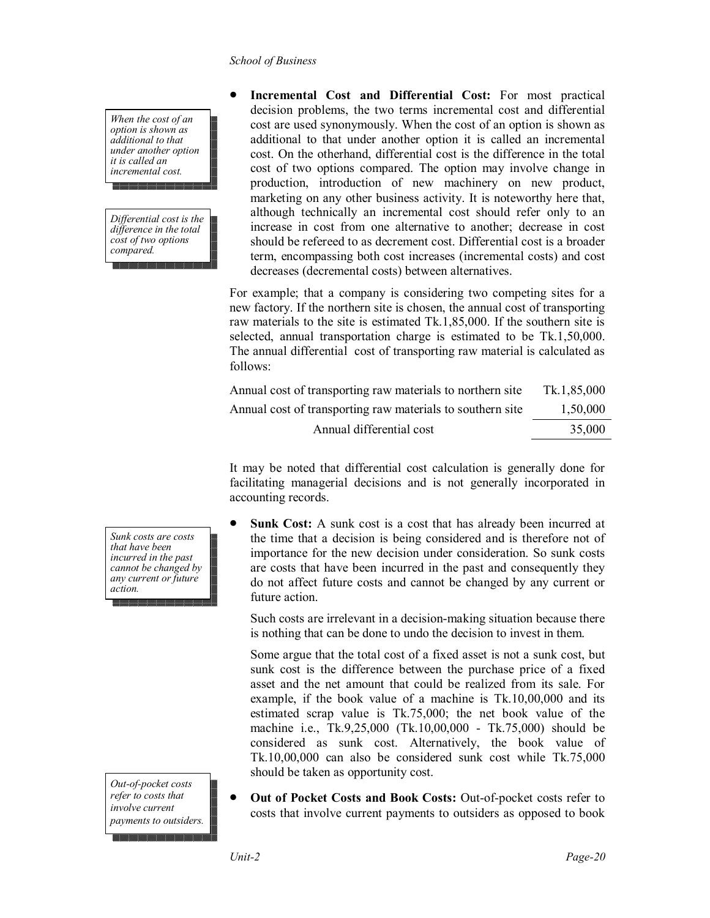> *When the cost of an option is shown as additional to that under another option it is called an incremental cost.*

> *Differential cost is the difference in the total cost of two options compared.*

- **Incremental Cost and Differential Cost:** For most practical decision problems, the two terms incremental cost and differential cost are used synonymously. When the cost of an option is shown as additional to that under another option it is called an incremental cost. On the otherhand, differential cost is the difference in the total cost of two options compared. The option may involve change in production, introduction of new machinery on new product, marketing on any other business activity. It is noteworthy here that, although technically an incremental cost should refer only to an increase in cost from one alternative to another; decrease in cost should be refereed to as decrement cost. Differential cost is a broader term, encompassing both cost increases (incremental costs) and cost decreases (decremental costs) between alternatives.

For example; that a company is considering two competing sites for a new factory. If the northern site is chosen, the annual cost of transporting raw materials to the site is estimated Tk.1,85,000. If the southern site is selected, annual transportation charge is estimated to be Tk.1,50,000. The annual differential cost of transporting raw material is calculated as follows:

| | |
|---|---|
| Annual cost of transporting raw materials to northern site | Tk.1,85,000 |
| Annual cost of transporting raw materials to southern site | 1,50,000 |
| Annual differential cost | 35,000 |

It may be noted that differential cost calculation is generally done for facilitating managerial decisions and is not generally incorporated in accounting records.

> *Sunk costs are costs that have been incurred in the past cannot be changed by any current or future action.*

- **Sunk Cost:** A sunk cost is a cost that has already been incurred at the time that a decision is being considered and is therefore not of importance for the new decision under consideration. So sunk costs are costs that have been incurred in the past and consequently they do not affect future costs and cannot be changed by any current or future action.

  Such costs are irrelevant in a decision-making situation because there is nothing that can be done to undo the decision to invest in them.

  Some argue that the total cost of a fixed asset is not a sunk cost, but sunk cost is the difference between the purchase price of a fixed asset and the net amount that could be realized from its sale. For example, if the book value of a machine is Tk.10,00,000 and its estimated scrap value is Tk.75,000; the net book value of the machine i.e., Tk.9,25,000 (Tk.10,00,000 - Tk.75,000) should be considered as sunk cost. Alternatively, the book value of Tk.10,00,000 can also be considered sunk cost while Tk.75,000 should be taken as opportunity cost.

> *Out-of-pocket costs refer to costs that involve current payments to outsiders.*

- **Out of Pocket Costs and Book Costs:** Out-of-pocket costs refer to costs that involve current payments to outsiders as opposed to book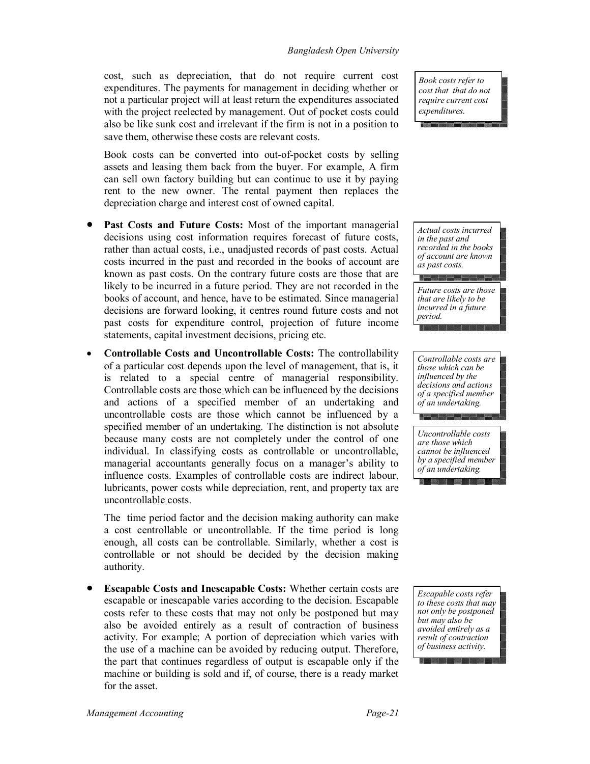cost, such as depreciation, that do not require current cost expenditures. The payments for management in deciding whether or not a particular project will at least return the expenditures associated with the project reelected by management. Out of pocket costs could also be like sunk cost and irrelevant if the firm is not in a position to save them, otherwise these costs are relevant costs.

*Book costs refer to cost that that do not require current cost expenditures.*

Book costs can be converted into out-of-pocket costs by selling assets and leasing them back from the buyer. For example, A firm can sell own factory building but can continue to use it by paying rent to the new owner. The rental payment then replaces the depreciation charge and interest cost of owned capital.

- **Past Costs and Future Costs:** Most of the important managerial decisions using cost information requires forecast of future costs, rather than actual costs, i.e., unadjusted records of past costs. Actual costs incurred in the past and recorded in the books of account are known as past costs. On the contrary future costs are those that are likely to be incurred in a future period. They are not recorded in the books of account, and hence, have to be estimated. Since managerial decisions are forward looking, it centres round future costs and not past costs for expenditure control, projection of future income statements, capital investment decisions, pricing etc.

*Actual costs incurred in the past and recorded in the books of account are known as past costs.*

*Future costs are those that are likely to be incurred in a future period.*

- **Controllable Costs and Uncontrollable Costs:** The controllability of a particular cost depends upon the level of management, that is, it is related to a special centre of managerial responsibility. Controllable costs are those which can be influenced by the decisions and actions of a specified member of an undertaking and uncontrollable costs are those which cannot be influenced by a specified member of an undertaking. The distinction is not absolute because many costs are not completely under the control of one individual. In classifying costs as controllable or uncontrollable, managerial accountants generally focus on a manager's ability to influence costs. Examples of controllable costs are indirect labour, lubricants, power costs while depreciation, rent, and property tax are uncontrollable costs.

  The time period factor and the decision making authority can make a cost centrollable or uncontrollable. If the time period is long enough, all costs can be controllable. Similarly, whether a cost is controllable or not should be decided by the decision making authority.

*Controllable costs are those which can be influenced by the decisions and actions of a specified member of an undertaking.*

*Uncontrollable costs are those which cannot be influenced by a specified member of an undertaking.*

- **Escapable Costs and Inescapable Costs:** Whether certain costs are escapable or inescapable varies according to the decision. Escapable costs refer to these costs that may not only be postponed but may also be avoided entirely as a result of contraction of business activity. For example; A portion of depreciation which varies with the use of a machine can be avoided by reducing output. Therefore, the part that continues regardless of output is escapable only if the machine or building is sold and if, of course, there is a ready market for the asset.

*Escapable costs refer to these costs that may not only be postponed but may also be avoided entirely as a result of contraction of business activity.*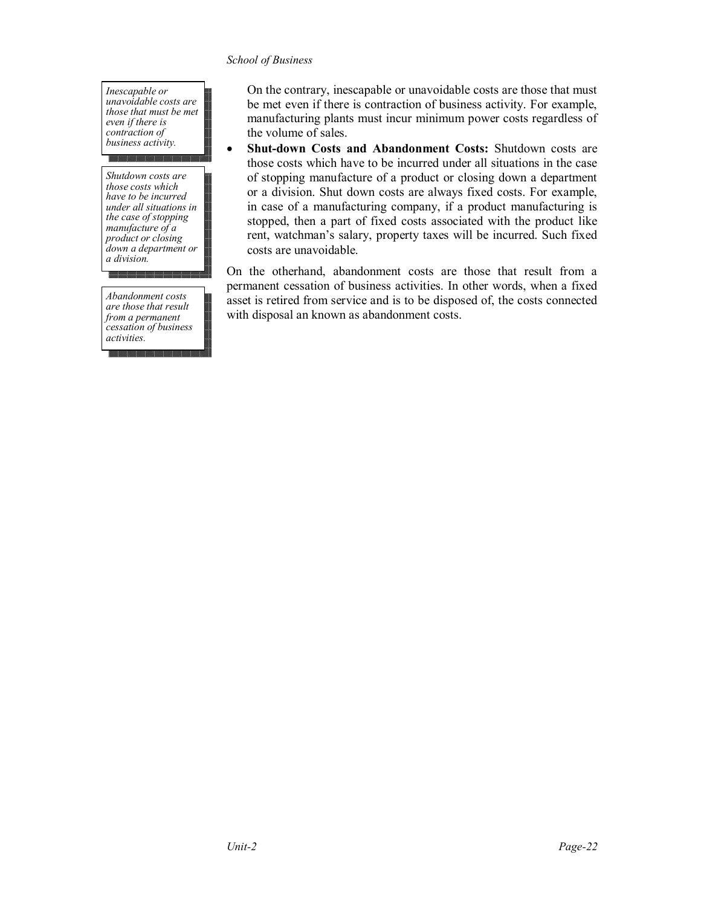*Inescapable or unavoidable costs are those that must be met even if there is contraction of business activity.*

On the contrary, inescapable or unavoidable costs are those that must be met even if there is contraction of business activity. For example, manufacturing plants must incur minimum power costs regardless of the volume of sales.

*Shutdown costs are those costs which have to be incurred under all situations in the case of stopping manufacture of a product or closing down a department or a division.*

- **Shut-down Costs and Abandonment Costs:** Shutdown costs are those costs which have to be incurred under all situations in the case of stopping manufacture of a product or closing down a department or a division. Shut down costs are always fixed costs. For example, in case of a manufacturing company, if a product manufacturing is stopped, then a part of fixed costs associated with the product like rent, watchman's salary, property taxes will be incurred. Such fixed costs are unavoidable.

*Abandonment costs are those that result from a permanent cessation of business activities.*

On the otherhand, abandonment costs are those that result from a permanent cessation of business activities. In other words, when a fixed asset is retired from service and is to be disposed of, the costs connected with disposal an known as abandonment costs.